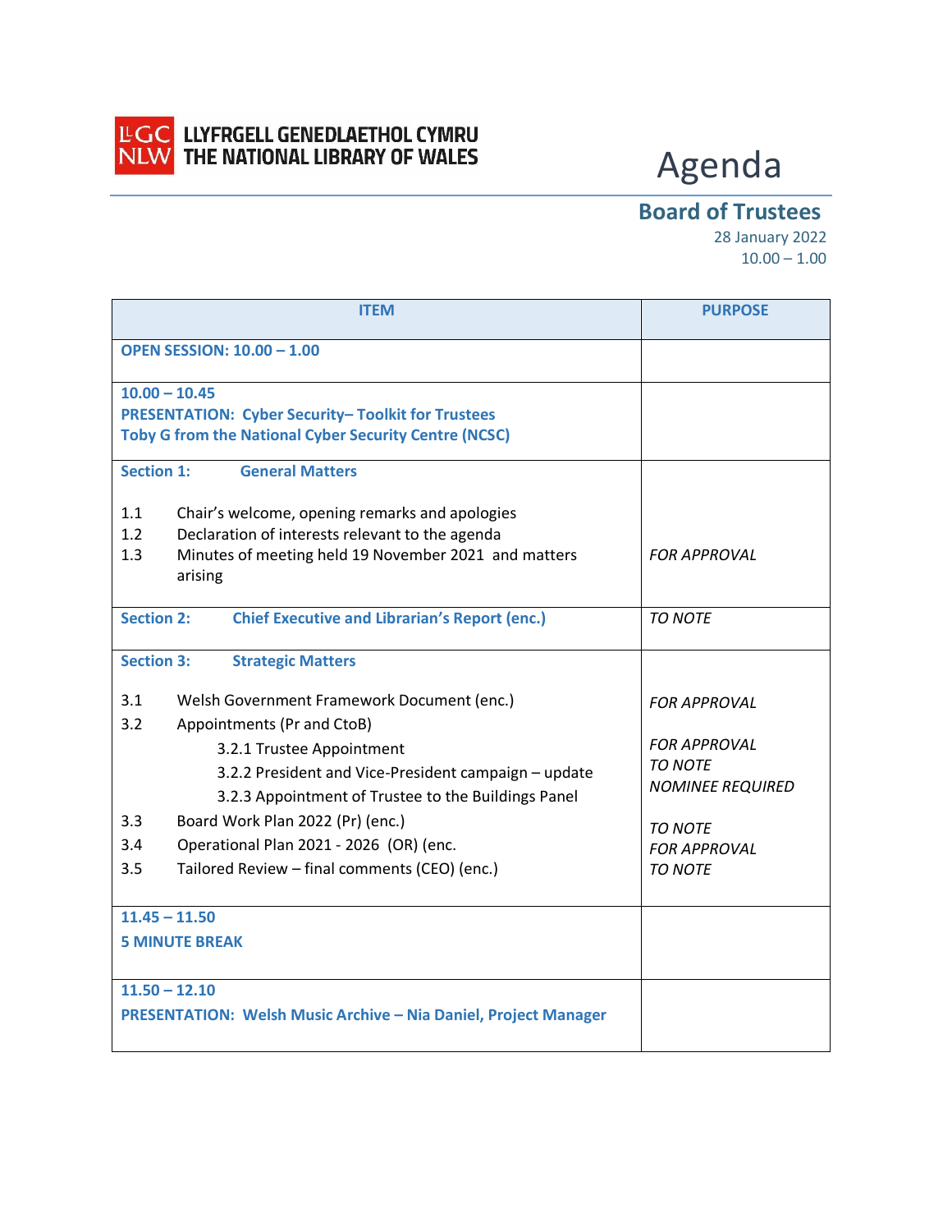LLYFRGELL GENEDLAETHOL CYMRU
THE NATIONAL LIBRARY OF WALES

# Agenda

## Board of Trustees

28 January 2022
10.00 – 1.00

| ITEM | PURPOSE |
|---|---|
| **OPEN SESSION: 10.00 – 1.00** | |
| **10.00 – 10.45**<br>**PRESENTATION: Cyber Security– Toolkit for Trustees**<br>**Toby G from the National Cyber Security Centre (NCSC)** | |
| **Section 1: General Matters**<br><br>1.1 Chair's welcome, opening remarks and apologies<br>1.2 Declaration of interests relevant to the agenda<br>1.3 Minutes of meeting held 19 November 2021 and matters arising | <br><br><br><br>*FOR APPROVAL* |
| **Section 2: Chief Executive and Librarian's Report (enc.)** | *TO NOTE* |
| **Section 3: Strategic Matters**<br><br>3.1 Welsh Government Framework Document (enc.)<br>3.2 Appointments (Pr and CtoB)<br>3.2.1 Trustee Appointment<br>3.2.2 President and Vice-President campaign – update<br>3.2.3 Appointment of Trustee to the Buildings Panel<br>3.3 Board Work Plan 2022 (Pr) (enc.)<br>3.4 Operational Plan 2021 - 2026 (OR) (enc.<br>3.5 Tailored Review – final comments (CEO) (enc.) | <br><br>*FOR APPROVAL*<br><br>*FOR APPROVAL*<br>*TO NOTE*<br>*NOMINEE REQUIRED*<br><br>*TO NOTE*<br>*FOR APPROVAL*<br>*TO NOTE* |
| **11.45 – 11.50**<br>**5 MINUTE BREAK** | |
| **11.50 – 12.10**<br>**PRESENTATION: Welsh Music Archive – Nia Daniel, Project Manager** | |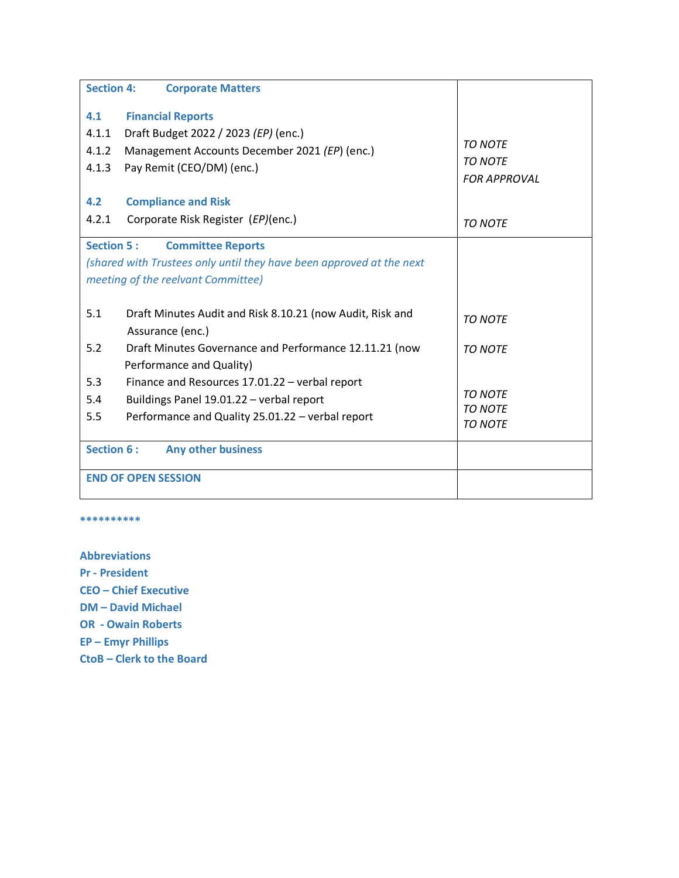| | |
|---|---|
| **Section 4: Corporate Matters** | |
| **4.1 Financial Reports** | |
| 4.1.1 Draft Budget 2022 / 2023 *(EP)* (enc.) | *TO NOTE* |
| 4.1.2 Management Accounts December 2021 *(EP)* (enc.) | *TO NOTE* |
| 4.1.3 Pay Remit (CEO/DM) (enc.) | *FOR APPROVAL* |
| **4.2 Compliance and Risk** | |
| 4.2.1 Corporate Risk Register *(EP)*(enc.) | *TO NOTE* |
| **Section 5 : Committee Reports** *(shared with Trustees only until they have been approved at the next meeting of the reelvant Committee)* | |
| 5.1 Draft Minutes Audit and Risk 8.10.21 (now Audit, Risk and Assurance (enc.) | *TO NOTE* |
| 5.2 Draft Minutes Governance and Performance 12.11.21 (now Performance and Quality) | *TO NOTE* |
| 5.3 Finance and Resources 17.01.22 – verbal report | *TO NOTE* |
| 5.4 Buildings Panel 19.01.22 – verbal report | *TO NOTE* |
| 5.5 Performance and Quality 25.01.22 – verbal report | *TO NOTE* |
| **Section 6 : Any other business** | |
| **END OF OPEN SESSION** | |

**********

**Abbreviations**
**Pr - President**
**CEO – Chief Executive**
**DM – David Michael**
**OR - Owain Roberts**
**EP – Emyr Phillips**
**CtoB – Clerk to the Board**